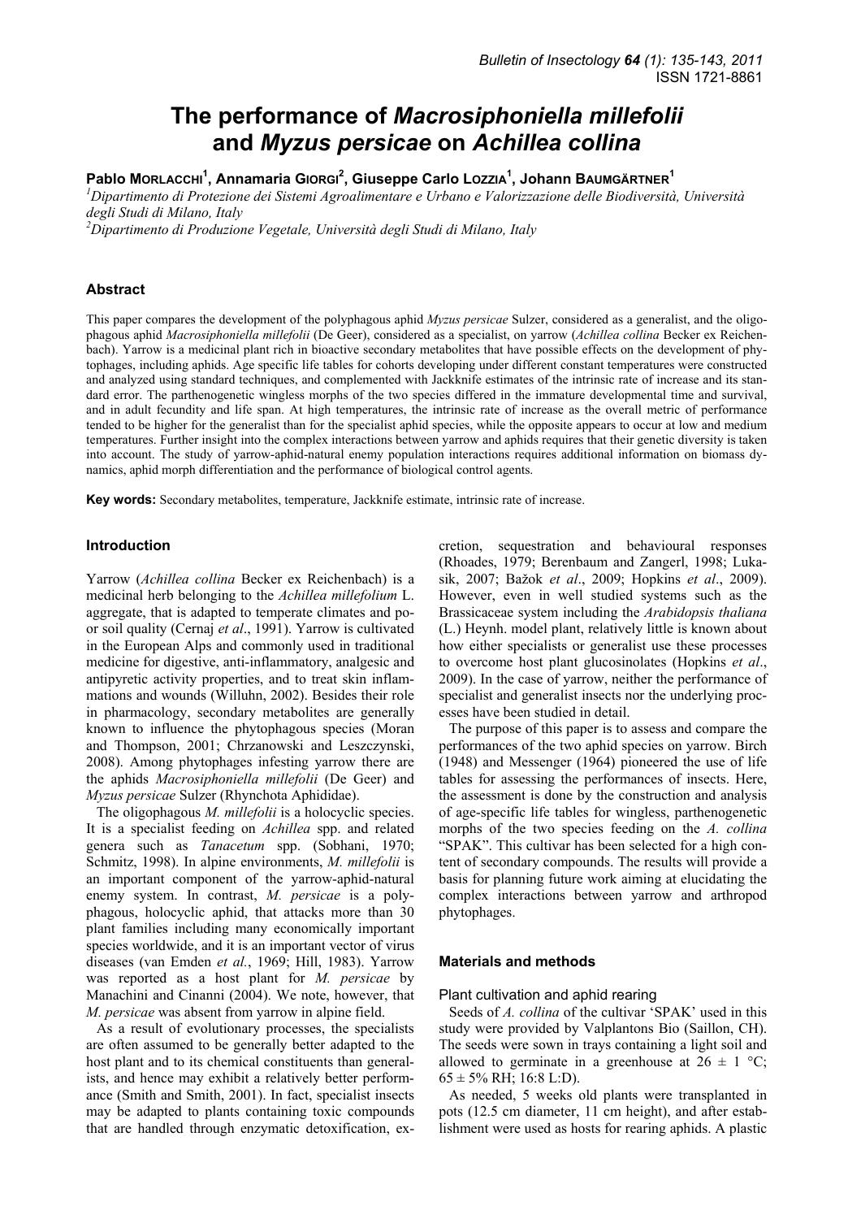# The performance of *Macrosiphoniella millefolii* and *Myzus persicae* on *Achillea collina*

Pablo MORLACCHI[1], Annamaria GIORGI[2], Giuseppe Carlo LOZZIA[1], Johann BAUMGÄRTNER[1]

[1]Dipartimento di Protezione dei Sistemi Agroalimentare e Urbano e Valorizzazione delle Biodiversità, Università degli Studi di Milano, Italy

[2]Dipartimento di Produzione Vegetale, Università degli Studi di Milano, Italy

## Abstract

This paper compares the development of the polyphagous aphid *Myzus persicae* Sulzer, considered as a generalist, and the oligophagous aphid *Macrosiphoniella millefolii* (De Geer), considered as a specialist, on yarrow (*Achillea collina* Becker ex Reichenbach). Yarrow is a medicinal plant rich in bioactive secondary metabolites that have possible effects on the development of phytophages, including aphids. Age specific life tables for cohorts developing under different constant temperatures were constructed and analyzed using standard techniques, and complemented with Jackknife estimates of the intrinsic rate of increase and its standard error. The parthenogenetic wingless morphs of the two species differed in the immature developmental time and survival, and in adult fecundity and life span. At high temperatures, the intrinsic rate of increase as the overall metric of performance tended to be higher for the generalist than for the specialist aphid species, while the opposite appears to occur at low and medium temperatures. Further insight into the complex interactions between yarrow and aphids requires that their genetic diversity is taken into account. The study of yarrow-aphid-natural enemy population interactions requires additional information on biomass dynamics, aphid morph differentiation and the performance of biological control agents.

**Key words:** Secondary metabolites, temperature, Jackknife estimate, intrinsic rate of increase.

## Introduction

Yarrow (*Achillea collina* Becker ex Reichenbach) is a medicinal herb belonging to the *Achillea millefolium* L. aggregate, that is adapted to temperate climates and poor soil quality (Cernaj *et al*., 1991). Yarrow is cultivated in the European Alps and commonly used in traditional medicine for digestive, anti-inflammatory, analgesic and antipyretic activity properties, and to treat skin inflammations and wounds (Willuhn, 2002). Besides their role in pharmacology, secondary metabolites are generally known to influence the phytophagous species (Moran and Thompson, 2001; Chrzanowski and Leszczynski, 2008). Among phytophages infesting yarrow there are the aphids *Macrosiphoniella millefolii* (De Geer) and *Myzus persicae* Sulzer (Rhynchota Aphididae).

The oligophagous *M. millefolii* is a holocyclic species. It is a specialist feeding on *Achillea* spp. and related genera such as *Tanacetum* spp. (Sobhani, 1970; Schmitz, 1998). In alpine environments, *M. millefolii* is an important component of the yarrow-aphid-natural enemy system. In contrast, *M. persicae* is a polyphagous, holocyclic aphid, that attacks more than 30 plant families including many economically important species worldwide, and it is an important vector of virus diseases (van Emden *et al.*, 1969; Hill, 1983). Yarrow was reported as a host plant for *M. persicae* by Manachini and Cinanni (2004). We note, however, that *M. persicae* was absent from yarrow in alpine field.

As a result of evolutionary processes, the specialists are often assumed to be generally better adapted to the host plant and to its chemical constituents than generalists, and hence may exhibit a relatively better performance (Smith and Smith, 2001). In fact, specialist insects may be adapted to plants containing toxic compounds that are handled through enzymatic detoxification, excretion, sequestration and behavioural responses (Rhoades, 1979; Berenbaum and Zangerl, 1998; Lukasik, 2007; Bažok *et al*., 2009; Hopkins *et al*., 2009). However, even in well studied systems such as the Brassicaceae system including the *Arabidopsis thaliana* (L.) Heynh. model plant, relatively little is known about how either specialists or generalist use these processes to overcome host plant glucosinolates (Hopkins *et al*., 2009). In the case of yarrow, neither the performance of specialist and generalist insects nor the underlying processes have been studied in detail.

The purpose of this paper is to assess and compare the performances of the two aphid species on yarrow. Birch (1948) and Messenger (1964) pioneered the use of life tables for assessing the performances of insects. Here, the assessment is done by the construction and analysis of age-specific life tables for wingless, parthenogenetic morphs of the two species feeding on the *A. collina* "SPAK". This cultivar has been selected for a high content of secondary compounds. The results will provide a basis for planning future work aiming at elucidating the complex interactions between yarrow and arthropod phytophages.

## Materials and methods

### Plant cultivation and aphid rearing

Seeds of *A. collina* of the cultivar 'SPAK' used in this study were provided by Valplantons Bio (Saillon, CH). The seeds were sown in trays containing a light soil and allowed to germinate in a greenhouse at 26 ± 1 °C; 65 ± 5% RH; 16:8 L:D).

As needed, 5 weeks old plants were transplanted in pots (12.5 cm diameter, 11 cm height), and after establishment were used as hosts for rearing aphids. A plastic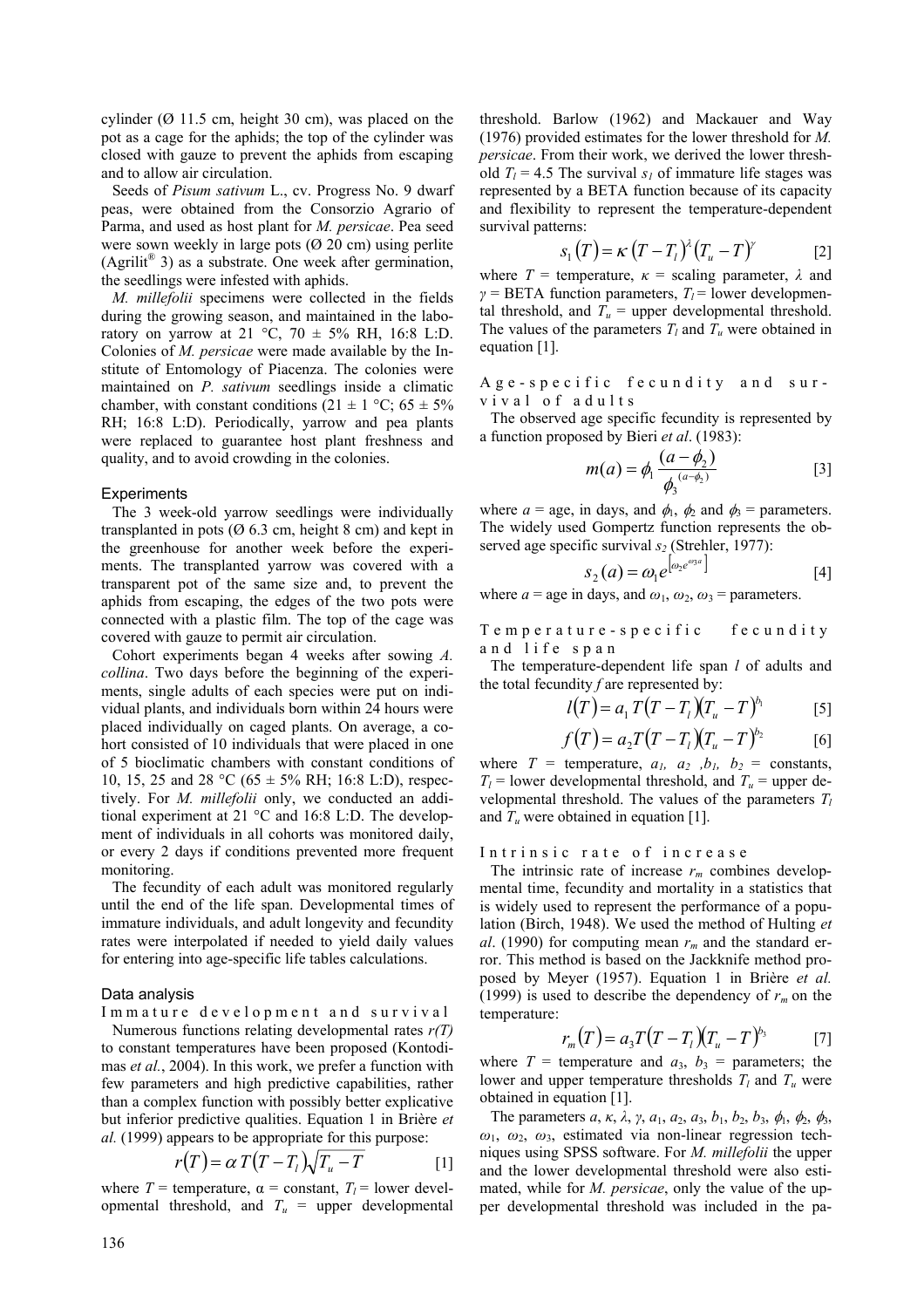cylinder (Ø 11.5 cm, height 30 cm), was placed on the pot as a cage for the aphids; the top of the cylinder was closed with gauze to prevent the aphids from escaping and to allow air circulation.

Seeds of *Pisum sativum* L., cv. Progress No. 9 dwarf peas, were obtained from the Consorzio Agrario of Parma, and used as host plant for *M. persicae*. Pea seed were sown weekly in large pots (Ø 20 cm) using perlite (Agrilit® 3) as a substrate. One week after germination, the seedlings were infested with aphids.

*M. millefolii* specimens were collected in the fields during the growing season, and maintained in the laboratory on yarrow at 21 °C, 70 ± 5% RH, 16:8 L:D. Colonies of *M. persicae* were made available by the Institute of Entomology of Piacenza. The colonies were maintained on *P. sativum* seedlings inside a climatic chamber, with constant conditions (21 ± 1 °C; 65 ± 5% RH; 16:8 L:D). Periodically, yarrow and pea plants were replaced to guarantee host plant freshness and quality, and to avoid crowding in the colonies.

## Experiments

The 3 week-old yarrow seedlings were individually transplanted in pots (Ø 6.3 cm, height 8 cm) and kept in the greenhouse for another week before the experiments. The transplanted yarrow was covered with a transparent pot of the same size and, to prevent the aphids from escaping, the edges of the two pots were connected with a plastic film. The top of the cage was covered with gauze to permit air circulation.

Cohort experiments began 4 weeks after sowing *A. collina*. Two days before the beginning of the experiments, single adults of each species were put on individual plants, and individuals born within 24 hours were placed individually on caged plants. On average, a cohort consisted of 10 individuals that were placed in one of 5 bioclimatic chambers with constant conditions of 10, 15, 25 and 28 °C (65 ± 5% RH; 16:8 L:D), respectively. For *M. millefolii* only, we conducted an additional experiment at 21 °C and 16:8 L:D. The development of individuals in all cohorts was monitored daily, or every 2 days if conditions prevented more frequent monitoring.

The fecundity of each adult was monitored regularly until the end of the life span. Developmental times of immature individuals, and adult longevity and fecundity rates were interpolated if needed to yield daily values for entering into age-specific life tables calculations.

## Data analysis

### Immature development and survival

Numerous functions relating developmental rates $r(T)$ to constant temperatures have been proposed (Kontodimas *et al.*, 2004). In this work, we prefer a function with few parameters and high predictive capabilities, rather than a complex function with possibly better explicative but inferior predictive qualities. Equation 1 in Brière *et al.* (1999) appears to be appropriate for this purpose:

$$r(T) = \alpha\, T(T - T_l)\sqrt{T_u - T} \qquad [1]$$

where $T$ = temperature, α = constant, $T_l$ = lower developmental threshold, and $T_u$ = upper developmental threshold. Barlow (1962) and Mackauer and Way (1976) provided estimates for the lower threshold for *M. persicae*. From their work, we derived the lower threshold $T_l = 4.5$ The survival $s_1$ of immature life stages was represented by a BETA function because of its capacity and flexibility to represent the temperature-dependent survival patterns:

$$s_1(T) = \kappa\,(T - T_l)^{\lambda}(T_u - T)^{\gamma} \qquad [2]$$

where $T$ = temperature, $\kappa$ = scaling parameter, $\lambda$ and $\gamma$ = BETA function parameters, $T_l$ = lower developmental threshold, and $T_u$ = upper developmental threshold. The values of the parameters $T_l$ and $T_u$ were obtained in equation [1].

### Age-specific fecundity and survival of adults

The observed age specific fecundity is represented by a function proposed by Bieri *et al*. (1983):

$$m(a) = \phi_1 \frac{(a - \phi_2)}{\phi_3^{(a - \phi_2)}} \qquad [3]$$

where $a$ = age, in days, and $\phi_1$, $\phi_2$ and $\phi_3$ = parameters. The widely used Gompertz function represents the observed age specific survival $s_2$ (Strehler, 1977):

$$s_2(a) = \omega_1 e^{\left[\omega_2 e^{\omega_3 a}\right]} \qquad [4]$$

where $a$ = age in days, and $\omega_1$, $\omega_2$, $\omega_3$ = parameters.

### Temperature-specific fecundity and life span

The temperature-dependent life span $l$ of adults and the total fecundity $f$ are represented by:

$$l(T) = a_1\, T(T - T_l)(T_u - T)^{b_1} \qquad [5]$$

$$f(T) = a_2 T(T - T_l)(T_u - T)^{b_2} \qquad [6]$$

where $T$ = temperature, $a_1$, $a_2$, $b_1$, $b_2$ = constants, $T_l$ = lower developmental threshold, and $T_u$ = upper developmental threshold. The values of the parameters $T_l$ and $T_u$ were obtained in equation [1].

### Intrinsic rate of increase

The intrinsic rate of increase $r_m$ combines developmental time, fecundity and mortality in a statistics that is widely used to represent the performance of a population (Birch, 1948). We used the method of Hulting *et al*. (1990) for computing mean $r_m$ and the standard error. This method is based on the Jackknife method proposed by Meyer (1957). Equation 1 in Brière *et al.* (1999) is used to describe the dependency of $r_m$ on the temperature:

$$r_m(T) = a_3 T(T - T_l)(T_u - T)^{b_3} \qquad [7]$$

where $T$ = temperature and $a_3$, $b_3$ = parameters; the lower and upper temperature thresholds $T_l$ and $T_u$ were obtained in equation [1].

The parameters $a$, $\kappa$, $\lambda$, $\gamma$, $a_1$, $a_2$, $a_3$, $b_1$, $b_2$, $b_3$, $\phi_1$, $\phi_2$, $\phi_3$, $\omega_1$, $\omega_2$, $\omega_3$, estimated via non-linear regression techniques using SPSS software. For *M. millefolii* the upper and the lower developmental threshold were also estimated, while for *M. persicae*, only the value of the upper developmental threshold was included in the pa-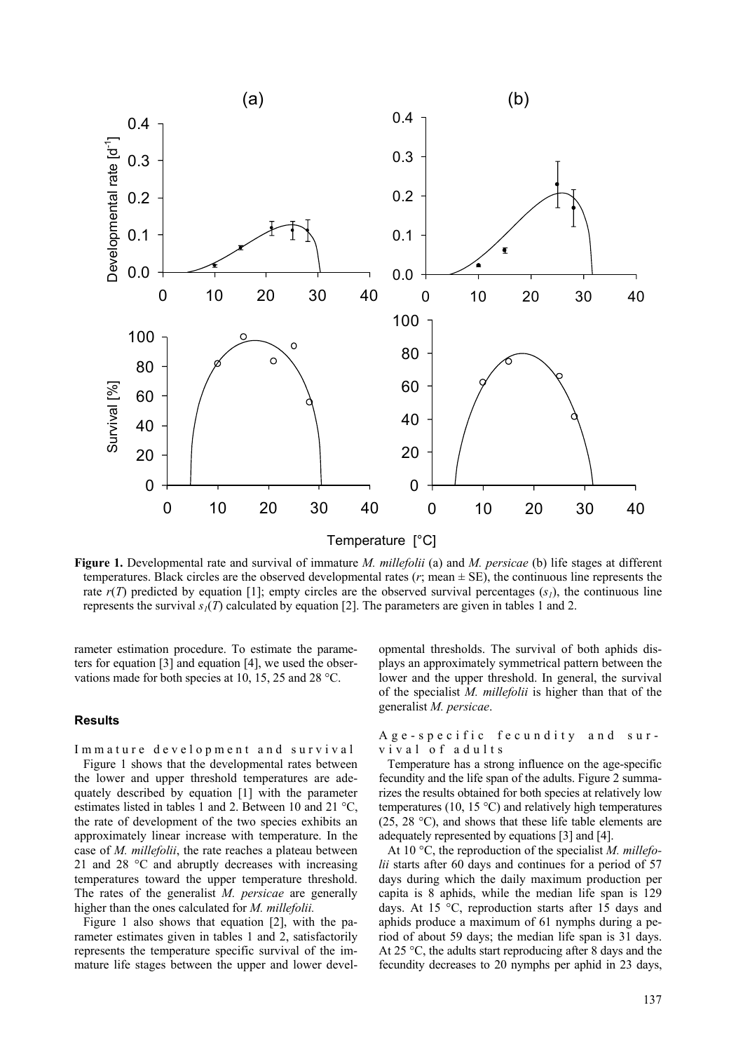**Figure 1.** Developmental rate and survival of immature *M. millefolii* (a) and *M. persicae* (b) life stages at different temperatures. Black circles are the observed developmental rates ($r$; mean ± SE), the continuous line represents the rate $r(T)$ predicted by equation [1]; empty circles are the observed survival percentages ($s_1$), the continuous line represents the survival $s_1(T)$ calculated by equation [2]. The parameters are given in tables 1 and 2.

rameter estimation procedure. To estimate the parameters for equation [3] and equation [4], we used the observations made for both species at 10, 15, 25 and 28 °C.

## Results

### Immature development and survival

Figure 1 shows that the developmental rates between the lower and upper threshold temperatures are adequately described by equation [1] with the parameter estimates listed in tables 1 and 2. Between 10 and 21 °C, the rate of development of the two species exhibits an approximately linear increase with temperature. In the case of *M. millefolii*, the rate reaches a plateau between 21 and 28 °C and abruptly decreases with increasing temperatures toward the upper temperature threshold. The rates of the generalist *M. persicae* are generally higher than the ones calculated for *M. millefolii.*

Figure 1 also shows that equation [2], with the parameter estimates given in tables 1 and 2, satisfactorily represents the temperature specific survival of the immature life stages between the upper and lower developmental thresholds. The survival of both aphids displays an approximately symmetrical pattern between the lower and the upper threshold. In general, the survival of the specialist *M. millefolii* is higher than that of the generalist *M. persicae*.

### Age-specific fecundity and survival of adults

Temperature has a strong influence on the age-specific fecundity and the life span of the adults. Figure 2 summarizes the results obtained for both species at relatively low temperatures (10, 15 °C) and relatively high temperatures (25, 28 °C), and shows that these life table elements are adequately represented by equations [3] and [4].

At 10 °C, the reproduction of the specialist *M. millefolii* starts after 60 days and continues for a period of 57 days during which the daily maximum production per capita is 8 aphids, while the median life span is 129 days. At 15 °C, reproduction starts after 15 days and aphids produce a maximum of 61 nymphs during a period of about 59 days; the median life span is 31 days. At 25 °C, the adults start reproducing after 8 days and the fecundity decreases to 20 nymphs per aphid in 23 days,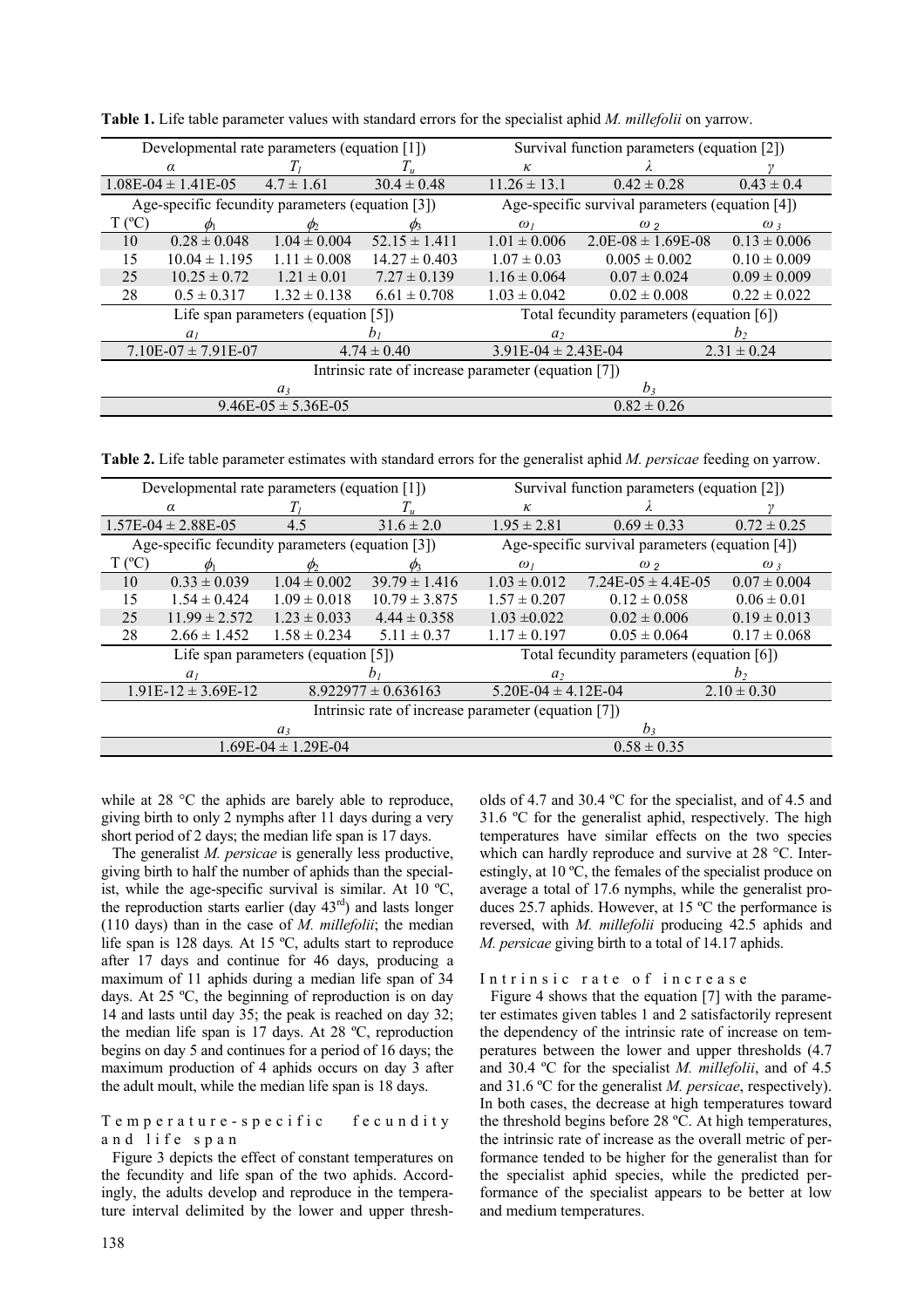**Table 1.** Life table parameter values with standard errors for the specialist aphid *M. millefolii* on yarrow.

| Developmental rate parameters (equation [1]) | | | Survival function parameters (equation [2]) | | |
|---|---|---|---|---|---|
| $\alpha$ | $T_l$ | $T_u$ | $\kappa$ | $\lambda$ | $\gamma$ |
| 1.08E-04 ± 1.41E-05 | 4.7 ± 1.61 | 30.4 ± 0.48 | 11.26 ± 13.1 | 0.42 ± 0.28 | 0.43 ± 0.4 |

| | Age-specific fecundity parameters (equation [3]) | | | Age-specific survival parameters (equation [4]) | | |
|---|---|---|---|---|---|---|
| T (ºC) | $\phi_1$ | $\phi_2$ | $\phi_3$ | $\omega_1$ | $\omega_2$ | $\omega_3$ |
| 10 | 0.28 ± 0.048 | 1.04 ± 0.004 | 52.15 ± 1.411 | 1.01 ± 0.006 | 2.0E-08 ± 1.69E-08 | 0.13 ± 0.006 |
| 15 | 10.04 ± 1.195 | 1.11 ± 0.008 | 14.27 ± 0.403 | 1.07 ± 0.03 | 0.005 ± 0.002 | 0.10 ± 0.009 |
| 25 | 10.25 ± 0.72 | 1.21 ± 0.01 | 7.27 ± 0.139 | 1.16 ± 0.064 | 0.07 ± 0.024 | 0.09 ± 0.009 |
| 28 | 0.5 ± 0.317 | 1.32 ± 0.138 | 6.61 ± 0.708 | 1.03 ± 0.042 | 0.02 ± 0.008 | 0.22 ± 0.022 |

| Life span parameters (equation [5]) | | Total fecundity parameters (equation [6]) | |
|---|---|---|---|
| $a_1$ | $b_1$ | $a_2$ | $b_2$ |
| 7.10E-07 ± 7.91E-07 | 4.74 ± 0.40 | 3.91E-04 ± 2.43E-04 | 2.31 ± 0.24 |

| Intrinsic rate of increase parameter (equation [7]) | |
|---|---|
| $a_3$ | $b_3$ |
| 9.46E-05 ± 5.36E-05 | 0.82 ± 0.26 |

**Table 2.** Life table parameter estimates with standard errors for the generalist aphid *M. persicae* feeding on yarrow.

| Developmental rate parameters (equation [1]) | | | Survival function parameters (equation [2]) | | |
|---|---|---|---|---|---|
| $\alpha$ | $T_l$ | $T_u$ | $\kappa$ | $\lambda$ | $\gamma$ |
| 1.57E-04 ± 2.88E-05 | 4.5 | 31.6 ± 2.0 | 1.95 ± 2.81 | 0.69 ± 0.33 | 0.72 ± 0.25 |

| | Age-specific fecundity parameters (equation [3]) | | | Age-specific survival parameters (equation [4]) | | |
|---|---|---|---|---|---|---|
| T (ºC) | $\phi_1$ | $\phi_2$ | $\phi_3$ | $\omega_1$ | $\omega_2$ | $\omega_3$ |
| 10 | 0.33 ± 0.039 | 1.04 ± 0.002 | 39.79 ± 1.416 | 1.03 ± 0.012 | 7.24E-05 ± 4.4E-05 | 0.07 ± 0.004 |
| 15 | 1.54 ± 0.424 | 1.09 ± 0.018 | 10.79 ± 3.875 | 1.57 ± 0.207 | 0.12 ± 0.058 | 0.06 ± 0.01 |
| 25 | 11.99 ± 2.572 | 1.23 ± 0.033 | 4.44 ± 0.358 | 1.03 ±0.022 | 0.02 ± 0.006 | 0.19 ± 0.013 |
| 28 | 2.66 ± 1.452 | 1.58 ± 0.234 | 5.11 ± 0.37 | 1.17 ± 0.197 | 0.05 ± 0.064 | 0.17 ± 0.068 |

| Life span parameters (equation [5]) | | Total fecundity parameters (equation [6]) | |
|---|---|---|---|
| $a_1$ | $b_1$ | $a_2$ | $b_2$ |
| 1.91E-12 ± 3.69E-12 | 8.922977 ± 0.636163 | 5.20E-04 ± 4.12E-04 | 2.10 ± 0.30 |

| Intrinsic rate of increase parameter (equation [7]) | |
|---|---|
| $a_3$ | $b_3$ |
| 1.69E-04 ± 1.29E-04 | 0.58 ± 0.35 |

while at 28 °C the aphids are barely able to reproduce, giving birth to only 2 nymphs after 11 days during a very short period of 2 days; the median life span is 17 days.

The generalist *M. persicae* is generally less productive, giving birth to half the number of aphids than the specialist, while the age-specific survival is similar. At 10 ºC, the reproduction starts earlier (day 43rd) and lasts longer (110 days) than in the case of *M. millefolii*; the median life span is 128 days. At 15 ºC, adults start to reproduce after 17 days and continue for 46 days, producing a maximum of 11 aphids during a median life span of 34 days. At 25 ºC, the beginning of reproduction is on day 14 and lasts until day 35; the peak is reached on day 32; the median life span is 17 days. At 28 ºC, reproduction begins on day 5 and continues for a period of 16 days; the maximum production of 4 aphids occurs on day 3 after the adult moult, while the median life span is 18 days.

### Temperature-specific fecundity and life span

Figure 3 depicts the effect of constant temperatures on the fecundity and life span of the two aphids. Accordingly, the adults develop and reproduce in the temperature interval delimited by the lower and upper thresholds of 4.7 and 30.4 ºC for the specialist, and of 4.5 and 31.6 ºC for the generalist aphid, respectively. The high temperatures have similar effects on the two species which can hardly reproduce and survive at 28 °C. Interestingly, at 10 ºC, the females of the specialist produce on average a total of 17.6 nymphs, while the generalist produces 25.7 aphids. However, at 15 ºC the performance is reversed, with *M. millefolii* producing 42.5 aphids and *M. persicae* giving birth to a total of 14.17 aphids.

### Intrinsic rate of increase

Figure 4 shows that the equation [7] with the parameter estimates given tables 1 and 2 satisfactorily represent the dependency of the intrinsic rate of increase on temperatures between the lower and upper thresholds (4.7 and 30.4 ºC for the specialist *M. millefolii*, and of 4.5 and 31.6 ºC for the generalist *M. persicae*, respectively). In both cases, the decrease at high temperatures toward the threshold begins before 28 ºC. At high temperatures, the intrinsic rate of increase as the overall metric of performance tended to be higher for the generalist than for the specialist aphid species, while the predicted performance of the specialist appears to be better at low and medium temperatures.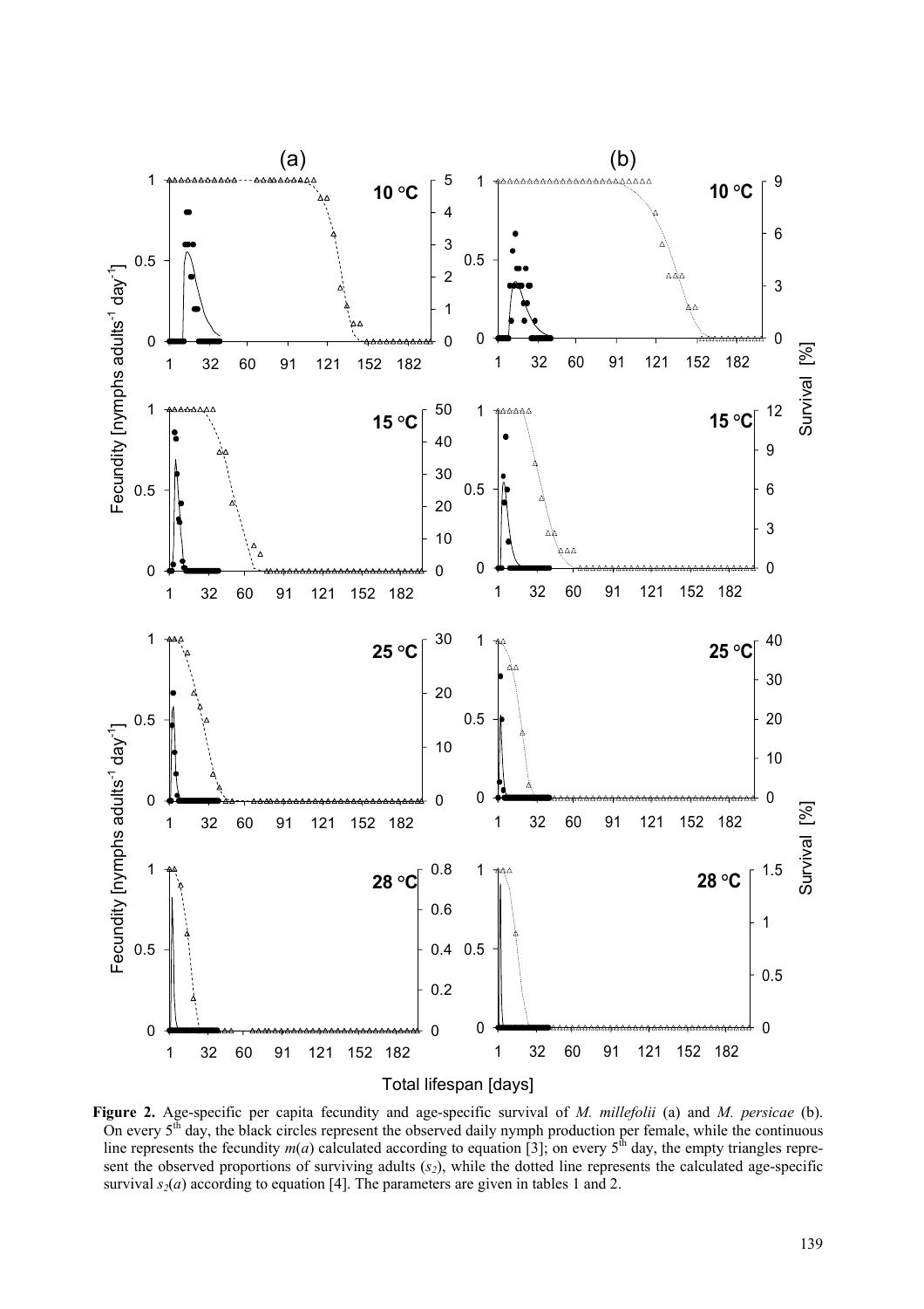**Figure 2.** Age-specific per capita fecundity and age-specific survival of *M. millefolii* (a) and *M. persicae* (b). On every 5[th] day, the black circles represent the observed daily nymph production per female, while the continuous line represents the fecundity $m(a)$ calculated according to equation [3]; on every 5[th] day, the empty triangles represent the observed proportions of surviving adults ($s_2$), while the dotted line represents the calculated age-specific survival $s_2(a)$ according to equation [4]. The parameters are given in tables 1 and 2.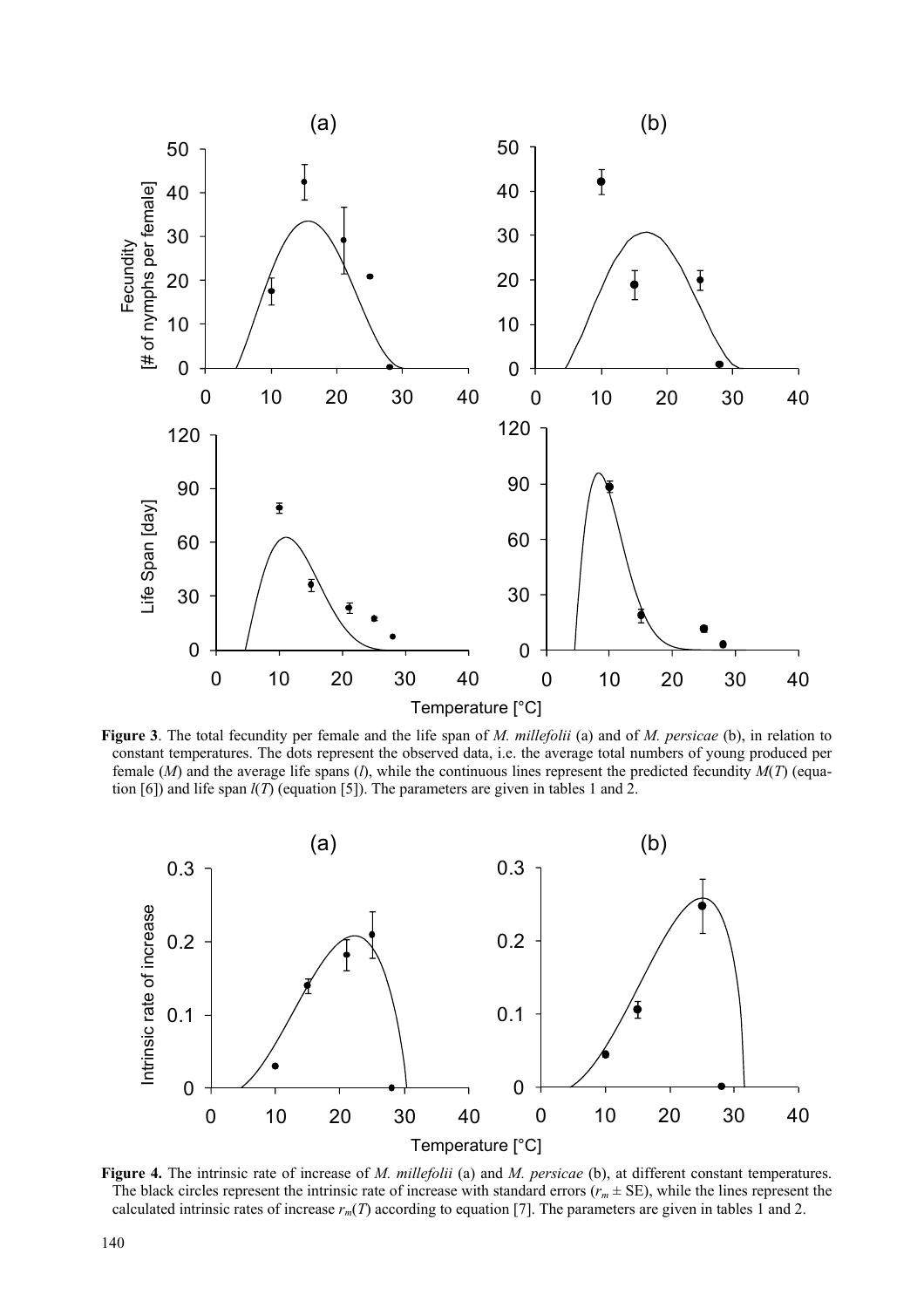**Figure 3**. The total fecundity per female and the life span of *M. millefolii* (a) and of *M. persicae* (b), in relation to constant temperatures. The dots represent the observed data, i.e. the average total numbers of young produced per female ($M$) and the average life spans ($l$), while the continuous lines represent the predicted fecundity $M(T)$ (equation [6]) and life span $l(T)$ (equation [5]). The parameters are given in tables 1 and 2.

**Figure 4.** The intrinsic rate of increase of *M. millefolii* (a) and *M. persicae* (b), at different constant temperatures. The black circles represent the intrinsic rate of increase with standard errors ($r_m \pm$ SE), while the lines represent the calculated intrinsic rates of increase $r_m(T)$ according to equation [7]. The parameters are given in tables 1 and 2.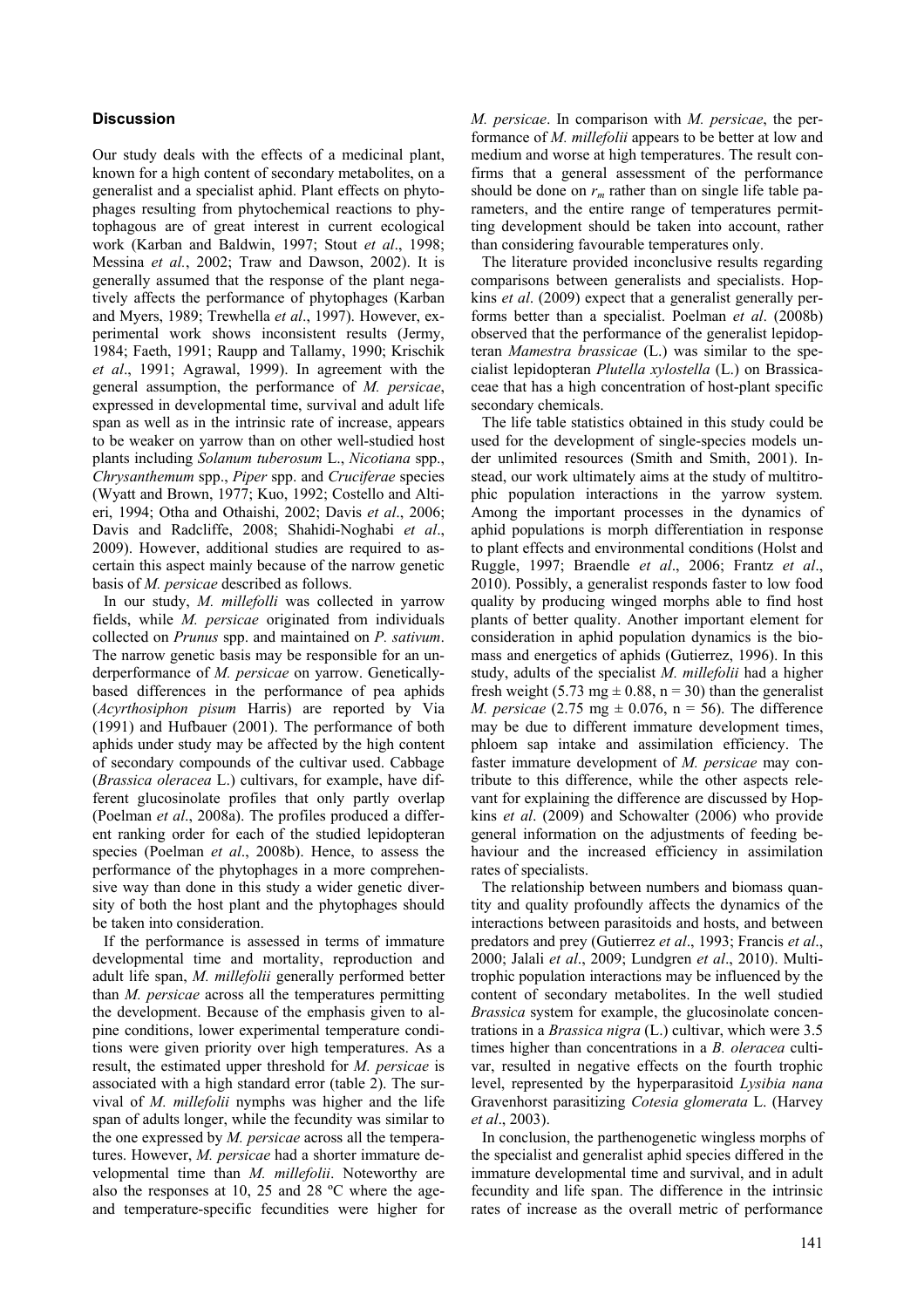## Discussion

Our study deals with the effects of a medicinal plant, known for a high content of secondary metabolites, on a generalist and a specialist aphid. Plant effects on phytophages resulting from phytochemical reactions to phytophagous are of great interest in current ecological work (Karban and Baldwin, 1997; Stout *et al*., 1998; Messina *et al.*, 2002; Traw and Dawson, 2002). It is generally assumed that the response of the plant negatively affects the performance of phytophages (Karban and Myers, 1989; Trewhella *et al*., 1997). However, experimental work shows inconsistent results (Jermy, 1984; Faeth, 1991; Raupp and Tallamy, 1990; Krischik *et al*., 1991; Agrawal, 1999). In agreement with the general assumption, the performance of *M. persicae*, expressed in developmental time, survival and adult life span as well as in the intrinsic rate of increase, appears to be weaker on yarrow than on other well-studied host plants including *Solanum tuberosum* L., *Nicotiana* spp., *Chrysanthemum* spp., *Piper* spp. and *Cruciferae* species (Wyatt and Brown, 1977; Kuo, 1992; Costello and Altieri, 1994; Otha and Othaishi, 2002; Davis *et al*., 2006; Davis and Radcliffe, 2008; Shahidi-Noghabi *et al*., 2009). However, additional studies are required to ascertain this aspect mainly because of the narrow genetic basis of *M. persicae* described as follows.

In our study, *M. millefolli* was collected in yarrow fields, while *M. persicae* originated from individuals collected on *Prunus* spp. and maintained on *P. sativum*. The narrow genetic basis may be responsible for an underperformance of *M. persicae* on yarrow. Genetically-based differences in the performance of pea aphids (*Acyrthosiphon pisum* Harris) are reported by Via (1991) and Hufbauer (2001). The performance of both aphids under study may be affected by the high content of secondary compounds of the cultivar used. Cabbage (*Brassica oleracea* L.) cultivars, for example, have different glucosinolate profiles that only partly overlap (Poelman *et al*., 2008a). The profiles produced a different ranking order for each of the studied lepidopteran species (Poelman *et al*., 2008b). Hence, to assess the performance of the phytophages in a more comprehensive way than done in this study a wider genetic diversity of both the host plant and the phytophages should be taken into consideration.

If the performance is assessed in terms of immature developmental time and mortality, reproduction and adult life span, *M. millefolii* generally performed better than *M. persicae* across all the temperatures permitting the development. Because of the emphasis given to alpine conditions, lower experimental temperature conditions were given priority over high temperatures. As a result, the estimated upper threshold for *M. persicae* is associated with a high standard error (table 2). The survival of *M. millefolii* nymphs was higher and the life span of adults longer, while the fecundity was similar to the one expressed by *M. persicae* across all the temperatures. However, *M. persicae* had a shorter immature developmental time than *M. millefolii*. Noteworthy are also the responses at 10, 25 and 28 ºC where the age- and temperature-specific fecundities were higher for *M. persicae*. In comparison with *M. persicae*, the performance of *M. millefolii* appears to be better at low and medium and worse at high temperatures. The result confirms that a general assessment of the performance should be done on $r_m$ rather than on single life table parameters, and the entire range of temperatures permitting development should be taken into account, rather than considering favourable temperatures only.

The literature provided inconclusive results regarding comparisons between generalists and specialists. Hopkins *et al*. (2009) expect that a generalist generally performs better than a specialist. Poelman *et al*. (2008b) observed that the performance of the generalist lepidopteran *Mamestra brassicae* (L.) was similar to the specialist lepidopteran *Plutella xylostella* (L.) on Brassicaceae that has a high concentration of host-plant specific secondary chemicals.

The life table statistics obtained in this study could be used for the development of single-species models under unlimited resources (Smith and Smith, 2001). Instead, our work ultimately aims at the study of multitrophic population interactions in the yarrow system. Among the important processes in the dynamics of aphid populations is morph differentiation in response to plant effects and environmental conditions (Holst and Ruggle, 1997; Braendle *et al*., 2006; Frantz *et al*., 2010). Possibly, a generalist responds faster to low food quality by producing winged morphs able to find host plants of better quality. Another important element for consideration in aphid population dynamics is the biomass and energetics of aphids (Gutierrez, 1996). In this study, adults of the specialist *M. millefolii* had a higher fresh weight (5.73 mg ± 0.88, n = 30) than the generalist *M. persicae* (2.75 mg ± 0.076, n = 56). The difference may be due to different immature development times, phloem sap intake and assimilation efficiency. The faster immature development of *M. persicae* may contribute to this difference, while the other aspects relevant for explaining the difference are discussed by Hopkins *et al*. (2009) and Schowalter (2006) who provide general information on the adjustments of feeding behaviour and the increased efficiency in assimilation rates of specialists.

The relationship between numbers and biomass quantity and quality profoundly affects the dynamics of the interactions between parasitoids and hosts, and between predators and prey (Gutierrez *et al*., 1993; Francis *et al*., 2000; Jalali *et al*., 2009; Lundgren *et al*., 2010). Multitrophic population interactions may be influenced by the content of secondary metabolites. In the well studied *Brassica* system for example, the glucosinolate concentrations in a *Brassica nigra* (L.) cultivar, which were 3.5 times higher than concentrations in a *B. oleracea* cultivar, resulted in negative effects on the fourth trophic level, represented by the hyperparasitoid *Lysibia nana* Gravenhorst parasitizing *Cotesia glomerata* L. (Harvey *et al*., 2003).

In conclusion, the parthenogenetic wingless morphs of the specialist and generalist aphid species differed in the immature developmental time and survival, and in adult fecundity and life span. The difference in the intrinsic rates of increase as the overall metric of performance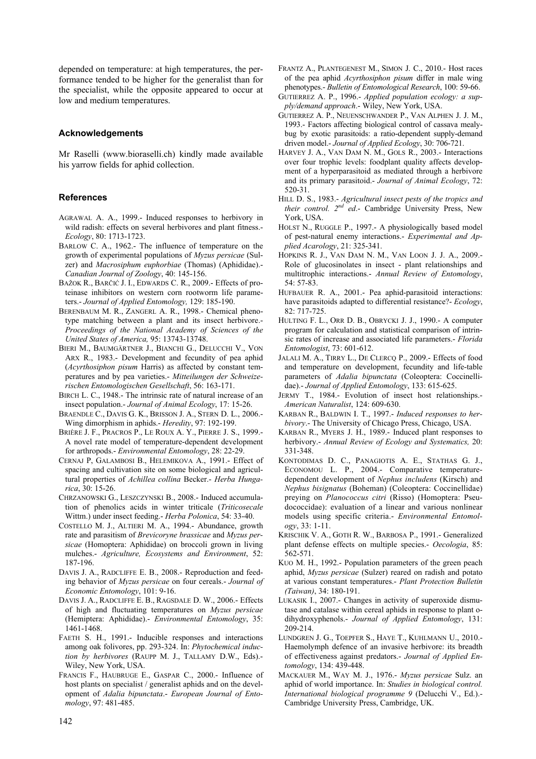depended on temperature: at high temperatures, the performance tended to be higher for the generalist than for the specialist, while the opposite appeared to occur at low and medium temperatures.

## Acknowledgements

Mr Raselli (www.bioraselli.ch) kindly made available his yarrow fields for aphid collection.

## References

AGRAWAL A. A., 1999.- Induced responses to herbivory in wild radish: effects on several herbivores and plant fitness.- *Ecology*, 80: 1713-1723.

BARLOW C. A., 1962.- The influence of temperature on the growth of experimental populations of *Myzus persicae* (Sulzer) and *Macrosiphum euphorbiae* (Thomas) (Aphididae).- *Canadian Journal of Zoology*, 40: 145-156.

BAŽOK R., BARČIĆ J. I., EDWARDS C. R., 2009.- Effects of proteinase inhibitors on western corn rootworm life parameters.- *Journal of Applied Entomology,* 129: 185-190.

BERENBAUM M. R., ZANGERL A. R., 1998.- Chemical phenotype matching between a plant and its insect herbivore.- *Proceedings of the National Academy of Sciences of the United States of America,* 95: 13743-13748.

BIERI M., BAUMGÄRTNER J., BIANCHI G., DELUCCHI V., VON ARX R., 1983.- Development and fecundity of pea aphid (*Acyrthosiphon pisum* Harris) as affected by constant temperatures and by pea varieties.- *Mitteilungen der Schweizerischen Entomologischen Gesellschaft*, 56: 163-171.

BIRCH L. C., 1948.- The intrinsic rate of natural increase of an insect population.- *Journal of Animal Ecology*, 17: 15-26.

BRAENDLE C., DAVIS G. K., BRISSON J. A., STERN D. L., 2006.- Wing dimorphism in aphids.- *Heredity*, 97: 192-199.

BRIÈRE J. F., PRACROS P., LE ROUX A. Y., PIERRE J. S., 1999.- A novel rate model of temperature-dependent development for arthropods.- *Environmental Entomology*, 28: 22-29.

CERNAJ P, GALAMBOSI B., HELEMIKOVA A., 1991.- Effect of spacing and cultivation site on some biological and agricultural properties of *Achillea collina* Becker.- *Herba Hungarica*, 30: 15-26.

CHRZANOWSKI G., LESZCZYNSKI B., 2008.- Induced accumulation of phenolics acids in winter triticale (*Triticosecale* Wittm.) under insect feeding.- *Herba Polonica*, 54: 33-40.

COSTELLO M. J., ALTIERI M. A., 1994.- Abundance, growth rate and parasitism of *Brevicoryne brassicae* and *Myzus persicae* (Homoptera: Aphididae) on broccoli grown in living mulches.- *Agriculture, Ecosystems and Environment*, 52: 187-196.

DAVIS J. A., RADCLIFFE E. B., 2008.- Reproduction and feeding behavior of *Myzus persicae* on four cereals.- *Journal of Economic Entomology*, 101: 9-16.

DAVIS J. A., RADCLIFFE E. B., RAGSDALE D. W., 2006.- Effects of high and fluctuating temperatures on *Myzus persicae* (Hemiptera: Aphididae).- *Environmental Entomology*, 35: 1461-1468.

FAETH S. H., 1991.- Inducible responses and interactions among oak folivores, pp. 293-324. In: *Phytochemical induction by herbivores* (RAUPP M. J., TALLAMY D.W., Eds).- Wiley, New York, USA.

FRANCIS F., HAUBRUGE E., GASPAR C., 2000.- Influence of host plants on specialist / generalist aphids and on the development of *Adalia bipunctata*.- *European Journal of Entomology*, 97: 481-485.

FRANTZ A., PLANTEGENEST M., SIMON J. C., 2010.- Host races of the pea aphid *Acyrthosiphon pisum* differ in male wing phenotypes.- *Bulletin of Entomological Research*, 100: 59-66.

GUTIERREZ A. P., 1996.- *Applied population ecology: a supply/demand approach*.- Wiley, New York, USA.

GUTIERREZ A. P., NEUENSCHWANDER P., VAN ALPHEN J. J. M., 1993.- Factors affecting biological control of cassava mealybug by exotic parasitoids: a ratio-dependent supply-demand driven model.- *Journal of Applied Ecology*, 30: 706-721.

HARVEY J. A., VAN DAM N. M., GOLS R., 2003.- Interactions over four trophic levels: foodplant quality affects development of a hyperparasitoid as mediated through a herbivore and its primary parasitoid.- *Journal of Animal Ecology*, 72: 520-31.

HILL D. S., 1983.- *Agricultural insect pests of the tropics and their control. 2nd ed*.- Cambridge University Press, New York, USA.

HOLST N., RUGGLE P., 1997.- A physiologically based model of pest-natural enemy interactions.- *Experimental and Applied Acarology*, 21: 325-341.

HOPKINS R. J., VAN DAM N. M., VAN LOON J. J. A., 2009.- Role of glucosinolates in insect - plant relationships and multitrophic interactions.- *Annual Review of Entomology*, 54: 57-83.

HUFBAUER R. A., 2001.- Pea aphid-parasitoid interactions: have parasitoids adapted to differential resistance?- *Ecology*, 82: 717-725.

HULTING F. L., ORR D. B., OBRYCKI J. J., 1990.- A computer program for calculation and statistical comparison of intrinsic rates of increase and associated life parameters.- *Florida Entomologist*, 73: 601-612.

JALALI M. A., TIRRY L., DE CLERCQ P., 2009.- Effects of food and temperature on development, fecundity and life-table parameters of *Adalia bipunctata* (Coleoptera: Coccinellidae).- *Journal of Applied Entomology*, 133: 615-625.

JERMY T., 1984.- Evolution of insect host relationships.- *American Naturalist*, 124: 609-630.

KARBAN R., BALDWIN I. T., 1997.- *Induced responses to herbivory*.- The University of Chicago Press, Chicago, USA.

KARBAN R., MYERS J. H., 1989.- Induced plant responses to herbivory.- *Annual Review of Ecology and Systematics,* 20: 331-348.

KONTODIMAS D. C., PANAGIOTIS A. E., STATHAS G. J., ECONOMOU L. P., 2004.- Comparative temperature-dependent development of *Nephus includens* (Kirsch) and *Nephus bisignatus* (Boheman) (Coleoptera: Coccinellidae) preying on *Planococcus citri* (Risso) (Homoptera: Pseudococcidae): evaluation of a linear and various nonlinear models using specific criteria.- *Environmental Entomology*, 33: 1-11.

KRISCHIK V. A., GOTH R. W., BARBOSA P., 1991.- Generalized plant defense effects on multiple species.- *Oecologia*, 85: 562-571.

KUO M. H., 1992.- Population parameters of the green peach aphid, *Myzus persicae* (Sulzer) reared on radish and potato at various constant temperatures.- *Plant Protection Bulletin (Taiwan)*, 34: 180-191.

LUKASIK I., 2007.- Changes in activity of superoxide dismutase and catalase within cereal aphids in response to plant o-dihydroxyphenols.- *Journal of Applied Entomology*, 131: 209-214.

LUNDGREN J. G., TOEPFER S., HAYE T., KUHLMANN U., 2010.- Haemolymph defence of an invasive herbivore: its breadth of effectiveness against predators.- *Journal of Applied Entomology*, 134: 439-448.

MACKAUER M., WAY M. J., 1976.- *Myzus persicae* Sulz. an aphid of world importance. In: *Studies in biological control. International biological programme 9* (Delucchi V., Ed.).- Cambridge University Press, Cambridge, UK.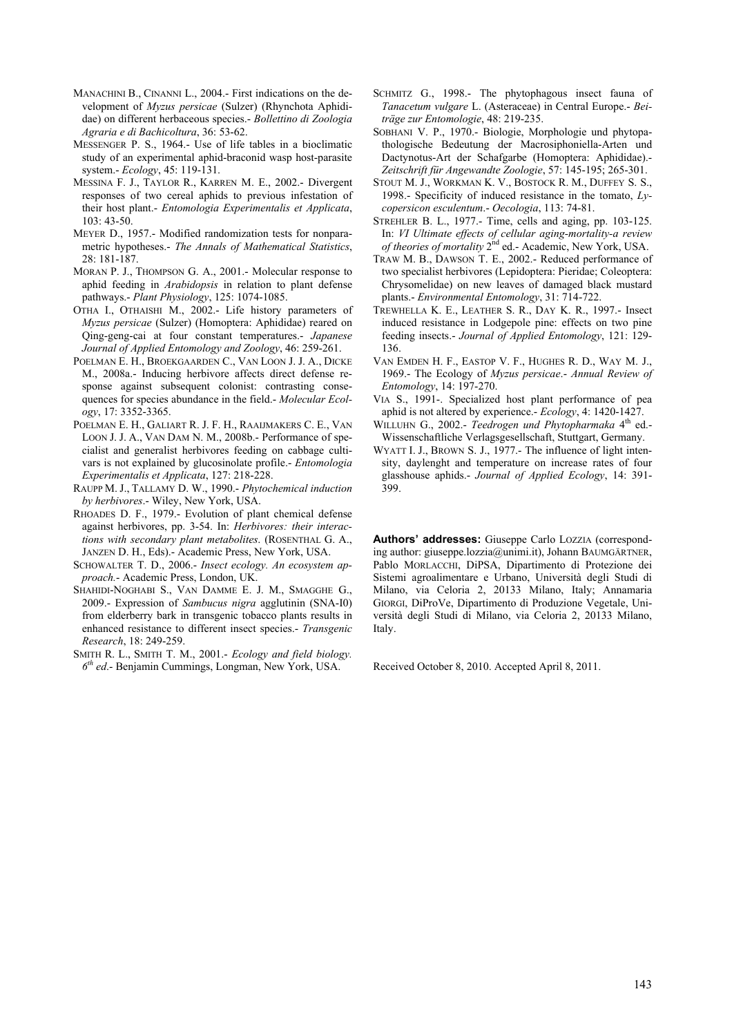MANACHINI B., CINANNI L., 2004.- First indications on the development of *Myzus persicae* (Sulzer) (Rhynchota Aphididae) on different herbaceous species.- *Bollettino di Zoologia Agraria e di Bachicoltura*, 36: 53-62.

MESSENGER P. S., 1964.- Use of life tables in a bioclimatic study of an experimental aphid-braconid wasp host-parasite system.- *Ecology*, 45: 119-131.

MESSINA F. J., TAYLOR R., KARREN M. E., 2002.- Divergent responses of two cereal aphids to previous infestation of their host plant.- *Entomologia Experimentalis et Applicata*, 103: 43-50.

MEYER D., 1957.- Modified randomization tests for nonparametric hypotheses.- *The Annals of Mathematical Statistics*, 28: 181-187.

MORAN P. J., THOMPSON G. A., 2001.- Molecular response to aphid feeding in *Arabidopsis* in relation to plant defense pathways.- *Plant Physiology*, 125: 1074-1085.

OTHA I., OTHAISHI M., 2002.- Life history parameters of *Myzus persicae* (Sulzer) (Homoptera: Aphididae) reared on Qing-geng-cai at four constant temperatures.- *Japanese Journal of Applied Entomology and Zoology*, 46: 259-261.

POELMAN E. H., BROEKGAARDEN C., VAN LOON J. J. A., DICKE M., 2008a.- Inducing herbivore affects direct defense response against subsequent colonist: contrasting consequences for species abundance in the field.- *Molecular Ecology*, 17: 3352-3365.

POELMAN E. H., GALIART R. J. F. H., RAAIJMAKERS C. E., VAN LOON J. J. A., VAN DAM N. M., 2008b.- Performance of specialist and generalist herbivores feeding on cabbage cultivars is not explained by glucosinolate profile.- *Entomologia Experimentalis et Applicata*, 127: 218-228.

RAUPP M. J., TALLAMY D. W., 1990.- *Phytochemical induction by herbivores*.- Wiley, New York, USA.

RHOADES D. F., 1979.- Evolution of plant chemical defense against herbivores, pp. 3-54. In: *Herbivores: their interactions with secondary plant metabolites*. (ROSENTHAL G. A., JANZEN D. H., Eds).- Academic Press, New York, USA.

SCHOWALTER T. D., 2006.- *Insect ecology. An ecosystem approach*.- Academic Press, London, UK.

SHAHIDI-NOGHABI S., VAN DAMME E. J. M., SMAGGHE G., 2009.- Expression of *Sambucus nigra* agglutinin (SNA-I0) from elderberry bark in transgenic tobacco plants results in enhanced resistance to different insect species.- *Transgenic Research*, 18: 249-259.

SMITH R. L., SMITH T. M., 2001.- *Ecology and field biology. 6th ed*.- Benjamin Cummings, Longman, New York, USA.

SCHMITZ G., 1998.- The phytophagous insect fauna of *Tanacetum vulgare* L. (Asteraceae) in Central Europe.- *Beiträge zur Entomologie*, 48: 219-235.

SOBHANI V. P., 1970.- Biologie, Morphologie und phytopathologische Bedeutung der Macrosiphoniella-Arten und Dactynotus-Art der Schafgarbe (Homoptera: Aphididae).- *Zeitschrift für Angewandte Zoologie*, 57: 145-195; 265-301.

STOUT M. J., WORKMAN K. V., BOSTOCK R. M., DUFFEY S. S., 1998.- Specificity of induced resistance in the tomato, *Lycopersicon esculentum*.- *Oecologia*, 113: 74-81.

STREHLER B. L., 1977.- Time, cells and aging, pp. 103-125. In: *VI Ultimate effects of cellular aging-mortality-a review of theories of mortality* 2nd ed.- Academic, New York, USA.

TRAW M. B., DAWSON T. E., 2002.- Reduced performance of two specialist herbivores (Lepidoptera: Pieridae; Coleoptera: Chrysomelidae) on new leaves of damaged black mustard plants.- *Environmental Entomology*, 31: 714-722.

TREWHELLA K. E., LEATHER S. R., DAY K. R., 1997.- Insect induced resistance in Lodgepole pine: effects on two pine feeding insects.- *Journal of Applied Entomology*, 121: 129-136.

VAN EMDEN H. F., EASTOP V. F., HUGHES R. D., WAY M. J., 1969.- The Ecology of *Myzus persicae*.- *Annual Review of Entomology*, 14: 197-270.

VIA S., 1991-. Specialized host plant performance of pea aphid is not altered by experience.- *Ecology*, 4: 1420-1427.

WILLUHN G., 2002.- *Teedrogen und Phytopharmaka* 4th ed.- Wissenschaftliche Verlagsgesellschaft, Stuttgart, Germany.

WYATT I. J., BROWN S. J., 1977.- The influence of light intensity, daylenght and temperature on increase rates of four glasshouse aphids.- *Journal of Applied Ecology*, 14: 391-399.

**Authors' addresses:** Giuseppe Carlo LOZZIA (corresponding author: giuseppe.lozzia@unimi.it), Johann BAUMGÄRTNER, Pablo MORLACCHI, DiPSA, Dipartimento di Protezione dei Sistemi agroalimentare e Urbano, Università degli Studi di Milano, via Celoria 2, 20133 Milano, Italy; Annamaria GIORGI, DiProVe, Dipartimento di Produzione Vegetale, Università degli Studi di Milano, via Celoria 2, 20133 Milano, Italy.

Received October 8, 2010. Accepted April 8, 2011.